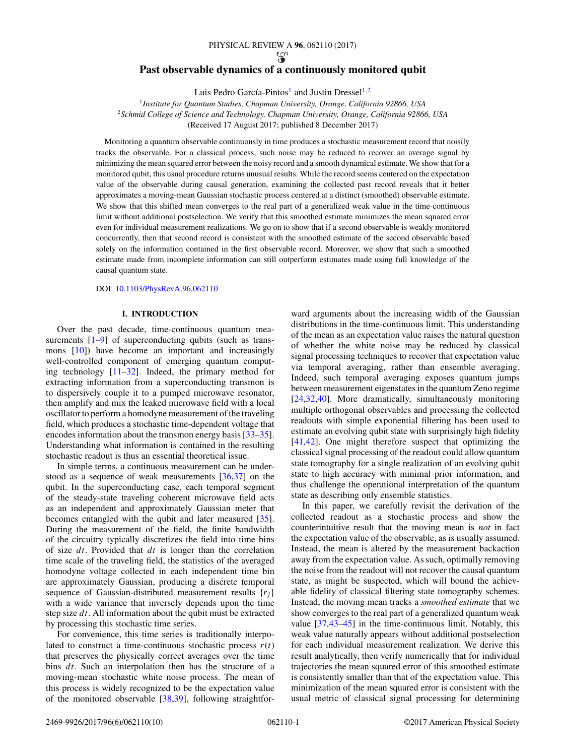# Past observable dynamics of a continuously monitored qubit

Luis Pedro García-Pintos[1] and Justin Dressel[1,2]

[1]*Institute for Quantum Studies, Chapman University, Orange, California 92866, USA*
[2]*Schmid College of Science and Technology, Chapman University, Orange, California 92866, USA*

(Received 17 August 2017; published 8 December 2017)

Monitoring a quantum observable continuously in time produces a stochastic measurement record that noisily tracks the observable. For a classical process, such noise may be reduced to recover an average signal by minimizing the mean squared error between the noisy record and a smooth dynamical estimate. We show that for a monitored qubit, this usual procedure returns unusual results. While the record seems centered on the expectation value of the observable during causal generation, examining the collected past record reveals that it better approximates a moving-mean Gaussian stochastic process centered at a distinct (smoothed) observable estimate. We show that this shifted mean converges to the real part of a generalized weak value in the time-continuous limit without additional postselection. We verify that this smoothed estimate minimizes the mean squared error even for individual measurement realizations. We go on to show that if a second observable is weakly monitored concurrently, then that second record is consistent with the smoothed estimate of the second observable based solely on the information contained in the first observable record. Moreover, we show that such a smoothed estimate made from incomplete information can still outperform estimates made using full knowledge of the causal quantum state.

DOI: 10.1103/PhysRevA.96.062110

## I. INTRODUCTION

Over the past decade, time-continuous quantum measurements [1–9] of superconducting qubits (such as transmons [10]) have become an important and increasingly well-controlled component of emerging quantum computing technology [11–32]. Indeed, the primary method for extracting information from a superconducting transmon is to dispersively couple it to a pumped microwave resonator, then amplify and mix the leaked microwave field with a local oscillator to perform a homodyne measurement of the traveling field, which produces a stochastic time-dependent voltage that encodes information about the transmon energy basis [33–35]. Understanding what information is contained in the resulting stochastic readout is thus an essential theoretical issue.

In simple terms, a continuous measurement can be understood as a sequence of weak measurements [36,37] on the qubit. In the superconducting case, each temporal segment of the steady-state traveling coherent microwave field acts as an independent and approximately Gaussian meter that becomes entangled with the qubit and later measured [35]. During the measurement of the field, the finite bandwidth of the circuitry typically discretizes the field into time bins of size $dt$. Provided that $dt$ is longer than the correlation time scale of the traveling field, the statistics of the averaged homodyne voltage collected in each independent time bin are approximately Gaussian, producing a discrete temporal sequence of Gaussian-distributed measurement results $\{r_j\}$ with a wide variance that inversely depends upon the time step size $dt$. All information about the qubit must be extracted by processing this stochastic time series.

For convenience, this time series is traditionally interpolated to construct a time-continuous stochastic process $r(t)$ that preserves the physically correct averages over the time bins $dt$. Such an interpolation then has the structure of a moving-mean stochastic white noise process. The mean of this process is widely recognized to be the expectation value of the monitored observable [38,39], following straightforward arguments about the increasing width of the Gaussian distributions in the time-continuous limit. This understanding of the mean as an expectation value raises the natural question of whether the white noise may be reduced by classical signal processing techniques to recover that expectation value via temporal averaging, rather than ensemble averaging. Indeed, such temporal averaging exposes quantum jumps between measurement eigenstates in the quantum Zeno regime [24,32,40]. More dramatically, simultaneously monitoring multiple orthogonal observables and processing the collected readouts with simple exponential filtering has been used to estimate an evolving qubit state with surprisingly high fidelity [41,42]. One might therefore suspect that optimizing the classical signal processing of the readout could allow quantum state tomography for a single realization of an evolving qubit state to high accuracy with minimal prior information, and thus challenge the operational interpretation of the quantum state as describing only ensemble statistics.

In this paper, we carefully revisit the derivation of the collected readout as a stochastic process and show the counterintuitive result that the moving mean is *not* in fact the expectation value of the observable, as is usually assumed. Instead, the mean is altered by the measurement backaction away from the expectation value. As such, optimally removing the noise from the readout will not recover the causal quantum state, as might be suspected, which will bound the achievable fidelity of classical filtering state tomography schemes. Instead, the moving mean tracks a *smoothed estimate* that we show converges to the real part of a generalized quantum weak value [37,43–45] in the time-continuous limit. Notably, this weak value naturally appears without additional postselection for each individual measurement realization. We derive this result analytically, then verify numerically that for individual trajectories the mean squared error of this smoothed estimate is consistently smaller than that of the expectation value. This minimization of the mean squared error is consistent with the usual metric of classical signal processing for determining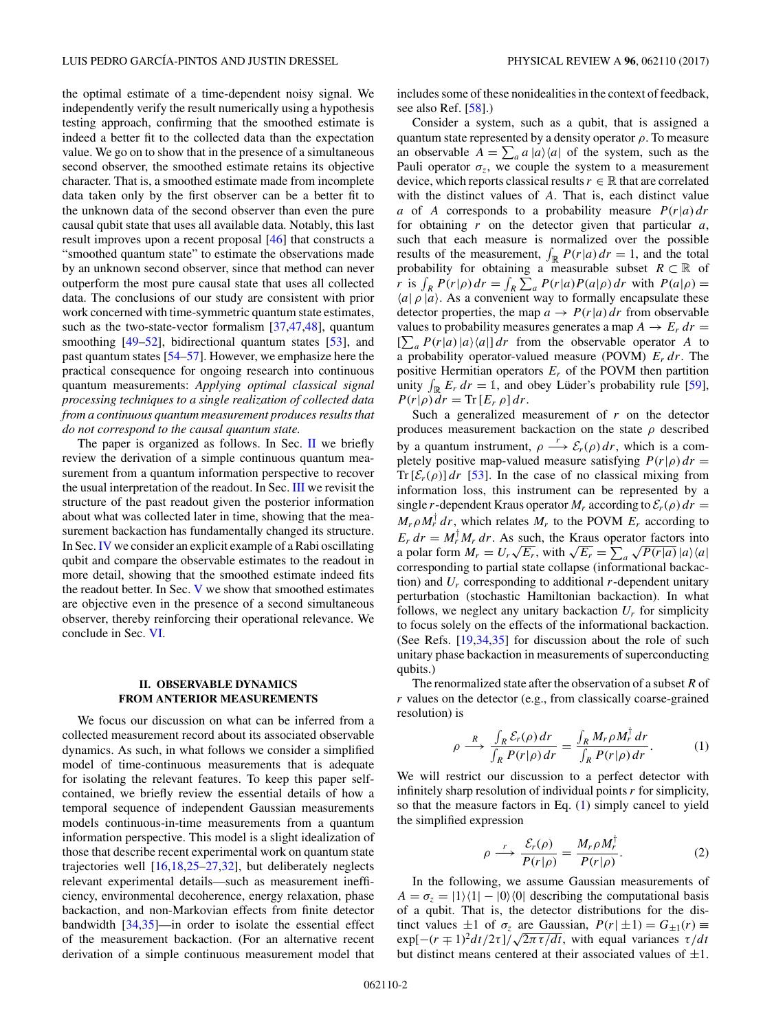the optimal estimate of a time-dependent noisy signal. We independently verify the result numerically using a hypothesis testing approach, confirming that the smoothed estimate is indeed a better fit to the collected data than the expectation value. We go on to show that in the presence of a simultaneous second observer, the smoothed estimate retains its objective character. That is, a smoothed estimate made from incomplete data taken only by the first observer can be a better fit to the unknown data of the second observer than even the pure causal qubit state that uses all available data. Notably, this last result improves upon a recent proposal [46] that constructs a "smoothed quantum state" to estimate the observations made by an unknown second observer, since that method can never outperform the most pure causal state that uses all collected data. The conclusions of our study are consistent with prior work concerned with time-symmetric quantum state estimates, such as the two-state-vector formalism [37,47,48], quantum smoothing [49–52], bidirectional quantum states [53], and past quantum states [54–57]. However, we emphasize here the practical consequence for ongoing research into continuous quantum measurements: *Applying optimal classical signal processing techniques to a single realization of collected data from a continuous quantum measurement produces results that do not correspond to the causal quantum state.*

The paper is organized as follows. In Sec. II we briefly review the derivation of a simple continuous quantum measurement from a quantum information perspective to recover the usual interpretation of the readout. In Sec. III we revisit the structure of the past readout given the posterior information about what was collected later in time, showing that the measurement backaction has fundamentally changed its structure. In Sec. IV we consider an explicit example of a Rabi oscillating qubit and compare the observable estimates to the readout in more detail, showing that the smoothed estimate indeed fits the readout better. In Sec. V we show that smoothed estimates are objective even in the presence of a second simultaneous observer, thereby reinforcing their operational relevance. We conclude in Sec. VI.

## II. OBSERVABLE DYNAMICS FROM ANTERIOR MEASUREMENTS

We focus our discussion on what can be inferred from a collected measurement record about its associated observable dynamics. As such, in what follows we consider a simplified model of time-continuous measurements that is adequate for isolating the relevant features. To keep this paper self-contained, we briefly review the essential details of how a temporal sequence of independent Gaussian measurements models continuous-in-time measurements from a quantum information perspective. This model is a slight idealization of those that describe recent experimental work on quantum state trajectories well [16,18,25–27,32], but deliberately neglects relevant experimental details—such as measurement inefficiency, environmental decoherence, energy relaxation, phase backaction, and non-Markovian effects from finite detector bandwidth [34,35]—in order to isolate the essential effect of the measurement backaction. (For an alternative recent derivation of a simple continuous measurement model that includes some of these nonidealities in the context of feedback, see also Ref. [58].)

Consider a system, such as a qubit, that is assigned a quantum state represented by a density operator $\rho$. To measure an observable $A = \sum_a a\,|a\rangle\langle a|$ of the system, such as the Pauli operator $\sigma_z$, we couple the system to a measurement device, which reports classical results $r \in \mathbb{R}$ that are correlated with the distinct values of $A$. That is, each distinct value $a$ of $A$ corresponds to a probability measure $P(r|a)\,dr$ for obtaining $r$ on the detector given that particular $a$, such that each measure is normalized over the possible results of the measurement, $\int_{\mathbb{R}} P(r|a)\,dr = 1$, and the total probability for obtaining a measurable subset $R \subset \mathbb{R}$ of $r$ is $\int_R P(r|\rho)\,dr = \int_R \sum_a P(r|a)P(a|\rho)\,dr$ with $P(a|\rho) = \langle a|\,\rho\,|a\rangle$. As a convenient way to formally encapsulate these detector properties, the map $a \to P(r|a)\,dr$ from observable values to probability measures generates a map $A \to E_r\,dr = [\sum_a P(r|a)\,|a\rangle\langle a|]\,dr$ from the observable operator $A$ to a probability operator-valued measure (POVM) $E_r\,dr$. The positive Hermitian operators $E_r$ of the POVM then partition unity $\int_{\mathbb{R}} E_r\,dr = \mathbb{1}$, and obey Lüder's probability rule [59], $P(r|\rho)\,dr = \mathrm{Tr}\,[E_r\,\rho]\,dr$.

Such a generalized measurement of $r$ on the detector produces measurement backaction on the state $\rho$ described by a quantum instrument, $\rho \xrightarrow{r} \mathcal{E}_r(\rho)\,dr$, which is a completely positive map-valued measure satisfying $P(r|\rho)\,dr = \mathrm{Tr}\,[\mathcal{E}_r(\rho)]\,dr$ [53]. In the case of no classical mixing from information loss, this instrument can be represented by a single $r$-dependent Kraus operator $M_r$ according to $\mathcal{E}_r(\rho)\,dr = M_r\,\rho\,M_r^\dagger\,dr$, which relates $M_r$ to the POVM $E_r$ according to $E_r\,dr = M_r^\dagger M_r\,dr$. As such, the Kraus operator factors into a polar form $M_r = U_r\sqrt{E_r}$, with $\sqrt{E_r} = \sum_a \sqrt{P(r|a)}\,|a\rangle\langle a|$ corresponding to partial state collapse (informational backaction) and $U_r$ corresponding to additional $r$-dependent unitary perturbation (stochastic Hamiltonian backaction). In what follows, we neglect any unitary backaction $U_r$ for simplicity to focus solely on the effects of the informational backaction. (See Refs. [19,34,35] for discussion about the role of such unitary phase backaction in measurements of superconducting qubits.)

The renormalized state after the observation of a subset $R$ of $r$ values on the detector (e.g., from classically coarse-grained resolution) is

$$\rho \xrightarrow{R} \frac{\int_R \mathcal{E}_r(\rho)\,dr}{\int_R P(r|\rho)\,dr} = \frac{\int_R M_r\,\rho\,M_r^\dagger\,dr}{\int_R P(r|\rho)\,dr}. \tag{1}$$

We will restrict our discussion to a perfect detector with infinitely sharp resolution of individual points $r$ for simplicity, so that the measure factors in Eq. (1) simply cancel to yield the simplified expression

$$\rho \xrightarrow{r} \frac{\mathcal{E}_r(\rho)}{P(r|\rho)} = \frac{M_r\,\rho\,M_r^\dagger}{P(r|\rho)}. \tag{2}$$

In the following, we assume Gaussian measurements of $A = \sigma_z = |1\rangle\langle 1| - |0\rangle\langle 0|$ describing the computational basis of a qubit. That is, the detector distributions for the distinct values $\pm 1$ of $\sigma_z$ are Gaussian, $P(r|\pm 1) = G_{\pm 1}(r) \equiv \exp[-(r \mp 1)^2 dt/2\tau]/\sqrt{2\pi\tau/dt}$, with equal variances $\tau/dt$ but distinct means centered at their associated values of $\pm 1$.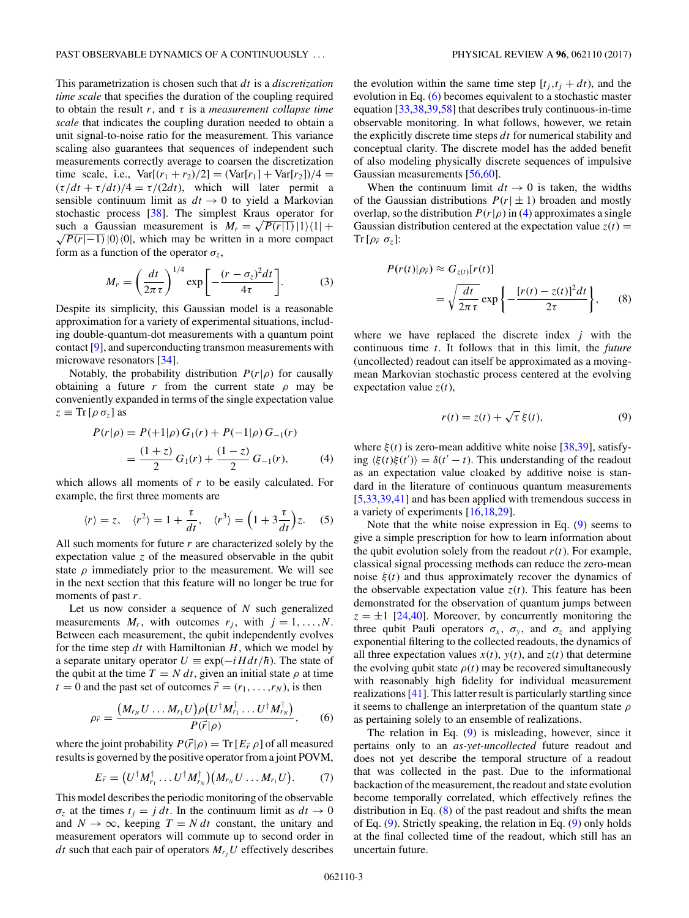This parametrization is chosen such that $dt$ is a *discretization time scale* that specifies the duration of the coupling required to obtain the result $r$, and $\tau$ is a *measurement collapse time scale* that indicates the coupling duration needed to obtain a unit signal-to-noise ratio for the measurement. This variance scaling also guarantees that sequences of independent such measurements correctly average to coarsen the discretization time scale, i.e., $\mathrm{Var}[(r_1 + r_2)/2] = (\mathrm{Var}[r_1] + \mathrm{Var}[r_2])/4 = (\tau/dt + \tau/dt)/4 = \tau/(2dt)$, which will later permit a sensible continuum limit as $dt \to 0$ to yield a Markovian stochastic process [38]. The simplest Kraus operator for such a Gaussian measurement is $M_r = \sqrt{P(r|1)}\,|1\rangle\langle 1| + \sqrt{P(r|-1)}\,|0\rangle\langle 0|$, which may be written in a more compact form as a function of the operator $\sigma_z$,

$$M_r = \left(\frac{dt}{2\pi\tau}\right)^{1/4} \exp\left[-\frac{(r-\sigma_z)^2 dt}{4\tau}\right]. \tag{3}$$

Despite its simplicity, this Gaussian model is a reasonable approximation for a variety of experimental situations, including double-quantum-dot measurements with a quantum point contact [9], and superconducting transmon measurements with microwave resonators [34].

Notably, the probability distribution $P(r|\rho)$ for causally obtaining a future $r$ from the current state $\rho$ may be conveniently expanded in terms of the single expectation value $z \equiv \mathrm{Tr}[\rho\,\sigma_z]$ as

$$\begin{aligned} P(r|\rho) &= P(+1|\rho)\,G_1(r) + P(-1|\rho)\,G_{-1}(r) \\ &= \frac{(1+z)}{2}\,G_1(r) + \frac{(1-z)}{2}\,G_{-1}(r), \end{aligned} \tag{4}$$

which allows all moments of $r$ to be easily calculated. For example, the first three moments are

$$\langle r\rangle = z, \quad \langle r^2\rangle = 1 + \frac{\tau}{dt}, \quad \langle r^3\rangle = \left(1 + 3\frac{\tau}{dt}\right)z. \tag{5}$$

All such moments for future $r$ are characterized solely by the expectation value $z$ of the measured observable in the qubit state $\rho$ immediately prior to the measurement. We will see in the next section that this feature will no longer be true for moments of past $r$.

Let us now consider a sequence of $N$ such generalized measurements $M_r$, with outcomes $r_j$, with $j = 1,\ldots,N$. Between each measurement, the qubit independently evolves for the time step $dt$ with Hamiltonian $H$, which we model by a separate unitary operator $U \equiv \exp(-iH\,dt/\hbar)$. The state of the qubit at the time $T = N\,dt$, given an initial state $\rho$ at time $t = 0$ and the past set of outcomes $\vec{r} = (r_1,\ldots,r_N)$, is then

$$\rho_{\vec{r}} = \frac{\left(M_{r_N}U\ldots M_{r_1}U\right)\rho\left(U^\dagger M_{r_1}^\dagger\ldots U^\dagger M_{r_N}^\dagger\right)}{P(\vec{r}|\rho)}, \tag{6}$$

where the joint probability $P(\vec{r}|\rho) = \mathrm{Tr}[E_{\vec{r}}\,\rho]$ of all measured results is governed by the positive operator from a joint POVM,

$$E_{\vec{r}} = \left(U^\dagger M_{r_1}^\dagger\ldots U^\dagger M_{r_N}^\dagger\right)\left(M_{r_N}U\ldots M_{r_1}U\right). \tag{7}$$

This model describes the periodic monitoring of the observable $\sigma_z$ at the times $t_j = j\,dt$. In the continuum limit as $dt \to 0$ and $N \to \infty$, keeping $T = N\,dt$ constant, the unitary and measurement operators will commute up to second order in $dt$ such that each pair of operators $M_{r_j}U$ effectively describes the evolution within the same time step $[t_j, t_j + dt)$, and the evolution in Eq. (6) becomes equivalent to a stochastic master equation [33,38,39,58] that describes truly continuous-in-time observable monitoring. In what follows, however, we retain the explicitly discrete time steps $dt$ for numerical stability and conceptual clarity. The discrete model has the added benefit of also modeling physically discrete sequences of impulsive Gaussian measurements [56,60].

When the continuum limit $dt \to 0$ is taken, the widths of the Gaussian distributions $P(r|\pm 1)$ broaden and mostly overlap, so the distribution $P(r|\rho)$ in (4) approximates a single Gaussian distribution centered at the expectation value $z(t) = \mathrm{Tr}[\rho_{\vec{r}}\ \sigma_z]$:

$$\begin{aligned} P(r(t)|\rho_{\vec{r}}) &\approx G_{z(t)}[r(t)] \\ &= \sqrt{\frac{dt}{2\pi\tau}}\exp\left\{-\frac{[r(t)-z(t)]^2 dt}{2\tau}\right\}, \end{aligned} \tag{8}$$

where we have replaced the discrete index $j$ with the continuous time $t$. It follows that in this limit, the *future* (uncollected) readout can itself be approximated as a moving-mean Markovian stochastic process centered at the evolving expectation value $z(t)$,

$$r(t) = z(t) + \sqrt{\tau}\,\xi(t), \tag{9}$$

where $\xi(t)$ is zero-mean additive white noise [38,39], satisfying $\langle\xi(t)\xi(t')\rangle = \delta(t'-t)$. This understanding of the readout as an expectation value cloaked by additive noise is standard in the literature of continuous quantum measurements [5,33,39,41] and has been applied with tremendous success in a variety of experiments [16,18,29].

Note that the white noise expression in Eq. (9) seems to give a simple prescription for how to learn information about the qubit evolution solely from the readout $r(t)$. For example, classical signal processing methods can reduce the zero-mean noise $\xi(t)$ and thus approximately recover the dynamics of the observable expectation value $z(t)$. This feature has been demonstrated for the observation of quantum jumps between $z = \pm 1$ [24,40]. Moreover, by concurrently monitoring the three qubit Pauli operators $\sigma_x$, $\sigma_y$, and $\sigma_z$ and applying exponential filtering to the collected readouts, the dynamics of all three expectation values $x(t)$, $y(t)$, and $z(t)$ that determine the evolving qubit state $\rho(t)$ may be recovered simultaneously with reasonably high fidelity for individual measurement realizations [41]. This latter result is particularly startling since it seems to challenge an interpretation of the quantum state $\rho$ as pertaining solely to an ensemble of realizations.

The relation in Eq. (9) is misleading, however, since it pertains only to an *as-yet-uncollected* future readout and does not yet describe the temporal structure of a readout that was collected in the past. Due to the informational backaction of the measurement, the readout and state evolution become temporally correlated, which effectively refines the distribution in Eq. (8) of the past readout and shifts the mean of Eq. (9). Strictly speaking, the relation in Eq. (9) only holds at the final collected time of the readout, which still has an uncertain future.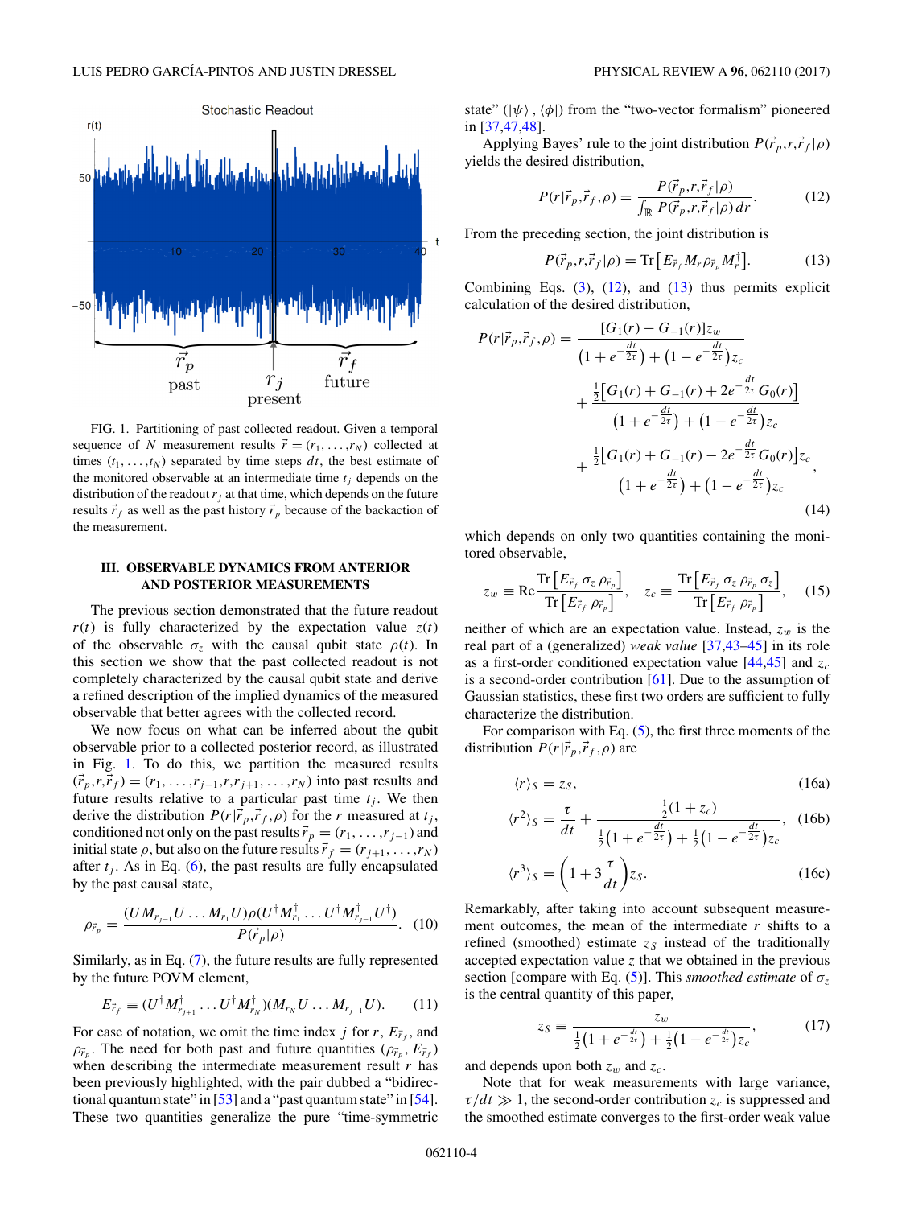FIG. 1. Partitioning of past collected readout. Given a temporal sequence of $N$ measurement results $\vec{r} = (r_1, \ldots, r_N)$ collected at times $(t_1, \ldots, t_N)$ separated by time steps $dt$, the best estimate of the monitored observable at an intermediate time $t_j$ depends on the distribution of the readout $r_j$ at that time, which depends on the future results $\vec{r}_f$ as well as the past history $\vec{r}_p$ because of the backaction of the measurement.

## III. OBSERVABLE DYNAMICS FROM ANTERIOR AND POSTERIOR MEASUREMENTS

The previous section demonstrated that the future readout $r(t)$ is fully characterized by the expectation value $z(t)$ of the observable $\sigma_z$ with the causal qubit state $\rho(t)$. In this section we show that the past collected readout is not completely characterized by the causal qubit state and derive a refined description of the implied dynamics of the measured observable that better agrees with the collected record.

We now focus on what can be inferred about the qubit observable prior to a collected posterior record, as illustrated in Fig. 1. To do this, we partition the measured results $(\vec{r}_p, r, \vec{r}_f) = (r_1, \ldots, r_{j-1}, r, r_{j+1}, \ldots, r_N)$ into past results and future results relative to a particular past time $t_j$. We then derive the distribution $P(r|\vec{r}_p, \vec{r}_f, \rho)$ for the $r$ measured at $t_j$, conditioned not only on the past results $\vec{r}_p = (r_1, \ldots, r_{j-1})$ and initial state $\rho$, but also on the future results $\vec{r}_f = (r_{j+1}, \ldots, r_N)$ after $t_j$. As in Eq. (6), the past results are fully encapsulated by the past causal state,

$$\rho_{\vec{r}_p} = \frac{(U M_{r_{j-1}} U \ldots M_{r_1} U)\rho(U^\dagger M_{r_1}^\dagger \ldots U^\dagger M_{r_{j-1}}^\dagger U^\dagger)}{P(\vec{r}_p|\rho)}. \quad (10)$$

Similarly, as in Eq. (7), the future results are fully represented by the future POVM element,

$$E_{\vec{r}_f} \equiv (U^\dagger M_{r_{j+1}}^\dagger \ldots U^\dagger M_{r_N}^\dagger)(M_{r_N} U \ldots M_{r_{j+1}} U). \quad (11)$$

For ease of notation, we omit the time index $j$ for $r$, $E_{\vec{r}_f}$, and $\rho_{\vec{r}_p}$. The need for both past and future quantities $(\rho_{\vec{r}_p}, E_{\vec{r}_f})$ when describing the intermediate measurement result $r$ has been previously highlighted, with the pair dubbed a "bidirectional quantum state" in [53] and a "past quantum state" in [54]. These two quantities generalize the pure "time-symmetric state" $(|\psi\rangle, \langle\phi|)$ from the "two-vector formalism" pioneered in [37,47,48].

Applying Bayes' rule to the joint distribution $P(\vec{r}_p, r, \vec{r}_f|\rho)$ yields the desired distribution,

$$P(r|\vec{r}_p, \vec{r}_f, \rho) = \frac{P(\vec{r}_p, r, \vec{r}_f|\rho)}{\int_{\mathbb{R}} P(\vec{r}_p, r, \vec{r}_f|\rho)\, dr}. \quad (12)$$

From the preceding section, the joint distribution is

$$P(\vec{r}_p, r, \vec{r}_f|\rho) = \mathrm{Tr}\big[E_{\vec{r}_f} M_r \rho_{\vec{r}_p} M_r^\dagger\big]. \quad (13)$$

Combining Eqs. (3), (12), and (13) thus permits explicit calculation of the desired distribution,

$$\begin{aligned} P(r|\vec{r}_p, \vec{r}_f, \rho) = &\frac{[G_1(r) - G_{-1}(r)]z_w}{\big(1 + e^{-\frac{dt}{2\tau}}\big) + \big(1 - e^{-\frac{dt}{2\tau}}\big)z_c} \\ &+ \frac{\frac{1}{2}\big[G_1(r) + G_{-1}(r) + 2e^{-\frac{dt}{2\tau}} G_0(r)\big]}{\big(1 + e^{-\frac{dt}{2\tau}}\big) + \big(1 - e^{-\frac{dt}{2\tau}}\big)z_c} \\ &+ \frac{\frac{1}{2}\big[G_1(r) + G_{-1}(r) - 2e^{-\frac{dt}{2\tau}} G_0(r)\big]z_c}{\big(1 + e^{-\frac{dt}{2\tau}}\big) + \big(1 - e^{-\frac{dt}{2\tau}}\big)z_c}, \end{aligned} \quad (14)$$

which depends on only two quantities containing the monitored observable,

$$z_w \equiv \mathrm{Re}\frac{\mathrm{Tr}\big[E_{\vec{r}_f}\, \sigma_z\, \rho_{\vec{r}_p}\big]}{\mathrm{Tr}\big[E_{\vec{r}_f}\, \rho_{\vec{r}_p}\big]}, \quad z_c \equiv \frac{\mathrm{Tr}\big[E_{\vec{r}_f}\, \sigma_z\, \rho_{\vec{r}_p}\, \sigma_z\big]}{\mathrm{Tr}\big[E_{\vec{r}_f}\, \rho_{\vec{r}_p}\big]}, \quad (15)$$

neither of which are an expectation value. Instead, $z_w$ is the real part of a (generalized) *weak value* [37,43–45] in its role as a first-order conditioned expectation value [44,45] and $z_c$ is a second-order contribution [61]. Due to the assumption of Gaussian statistics, these first two orders are sufficient to fully characterize the distribution.

For comparison with Eq. (5), the first three moments of the distribution $P(r|\vec{r}_p, \vec{r}_f, \rho)$ are

$$\langle r\rangle_S = z_S, \quad (16a)$$

$$\langle r^2\rangle_S = \frac{\tau}{dt} + \frac{\frac{1}{2}(1 + z_c)}{\frac{1}{2}\big(1 + e^{-\frac{dt}{2\tau}}\big) + \frac{1}{2}\big(1 - e^{-\frac{dt}{2\tau}}\big)z_c}, \quad (16b)$$

$$\langle r^3\rangle_S = \left(1 + 3\frac{\tau}{dt}\right)z_S. \quad (16c)$$

Remarkably, after taking into account subsequent measurement outcomes, the mean of the intermediate $r$ shifts to a refined (smoothed) estimate $z_S$ instead of the traditionally accepted expectation value $z$ that we obtained in the previous section [compare with Eq. (5)]. This *smoothed estimate* of $\sigma_z$ is the central quantity of this paper,

$$z_S \equiv \frac{z_w}{\frac{1}{2}\big(1 + e^{-\frac{dt}{2\tau}}\big) + \frac{1}{2}\big(1 - e^{-\frac{dt}{2\tau}}\big)z_c}, \quad (17)$$

and depends upon both $z_w$ and $z_c$.

Note that for weak measurements with large variance, $\tau/dt \gg 1$, the second-order contribution $z_c$ is suppressed and the smoothed estimate converges to the first-order weak value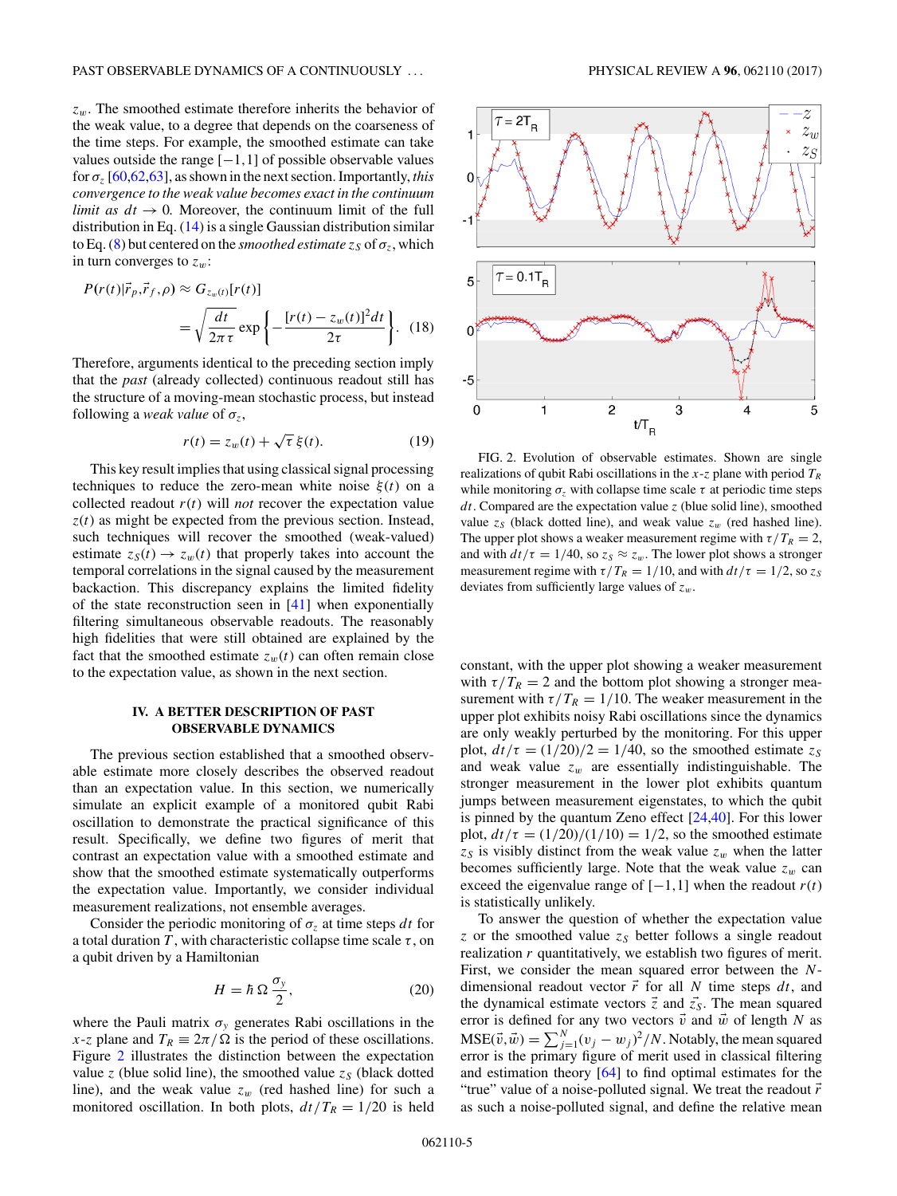$z_w$. The smoothed estimate therefore inherits the behavior of the weak value, to a degree that depends on the coarseness of the time steps. For example, the smoothed estimate can take values outside the range $[-1,1]$ of possible observable values for $\sigma_z$ [60,62,63], as shown in the next section. Importantly, *this convergence to the weak value becomes exact in the continuum limit as* $dt \to 0$. Moreover, the continuum limit of the full distribution in Eq. (14) is a single Gaussian distribution similar to Eq. (8) but centered on the *smoothed estimate* $z_S$ of $\sigma_z$, which in turn converges to $z_w$:

$$P(r(t)|\vec{r}_p,\vec{r}_f,\rho) \approx G_{z_w(t)}[r(t)]$$
$$= \sqrt{\frac{dt}{2\pi\tau}}\exp\left\{-\frac{[r(t)-z_w(t)]^2 dt}{2\tau}\right\}. \quad (18)$$

Therefore, arguments identical to the preceding section imply that the *past* (already collected) continuous readout still has the structure of a moving-mean stochastic process, but instead following a *weak value* of $\sigma_z$,

$$r(t) = z_w(t) + \sqrt{\tau}\,\xi(t). \quad (19)$$

This key result implies that using classical signal processing techniques to reduce the zero-mean white noise $\xi(t)$ on a collected readout $r(t)$ will *not* recover the expectation value $z(t)$ as might be expected from the previous section. Instead, such techniques will recover the smoothed (weak-valued) estimate $z_S(t) \to z_w(t)$ that properly takes into account the temporal correlations in the signal caused by the measurement backaction. This discrepancy explains the limited fidelity of the state reconstruction seen in [41] when exponentially filtering simultaneous observable readouts. The reasonably high fidelities that were still obtained are explained by the fact that the smoothed estimate $z_w(t)$ can often remain close to the expectation value, as shown in the next section.

## IV. A BETTER DESCRIPTION OF PAST OBSERVABLE DYNAMICS

The previous section established that a smoothed observable estimate more closely describes the observed readout than an expectation value. In this section, we numerically simulate an explicit example of a monitored qubit Rabi oscillation to demonstrate the practical significance of this result. Specifically, we define two figures of merit that contrast an expectation value with a smoothed estimate and show that the smoothed estimate systematically outperforms the expectation value. Importantly, we consider individual measurement realizations, not ensemble averages.

Consider the periodic monitoring of $\sigma_z$ at time steps $dt$ for a total duration $T$, with characteristic collapse time scale $\tau$, on a qubit driven by a Hamiltonian

$$H = \hbar\,\Omega\,\frac{\sigma_y}{2}, \quad (20)$$

where the Pauli matrix $\sigma_y$ generates Rabi oscillations in the $x$-$z$ plane and $T_R \equiv 2\pi/\Omega$ is the period of these oscillations. Figure 2 illustrates the distinction between the expectation value $z$ (blue solid line), the smoothed value $z_S$ (black dotted line), and the weak value $z_w$ (red hashed line) for such a monitored oscillation. In both plots, $dt/T_R = 1/20$ is held constant, with the upper plot showing a weaker measurement with $\tau/T_R = 2$ and the bottom plot showing a stronger measurement with $\tau/T_R = 1/10$. The weaker measurement in the upper plot exhibits noisy Rabi oscillations since the dynamics are only weakly perturbed by the monitoring. For this upper plot, $dt/\tau = (1/20)/2 = 1/40$, so the smoothed estimate $z_S$ and weak value $z_w$ are essentially indistinguishable. The stronger measurement in the lower plot exhibits quantum jumps between measurement eigenstates, to which the qubit is pinned by the quantum Zeno effect [24,40]. For this lower plot, $dt/\tau = (1/20)/(1/10) = 1/2$, so the smoothed estimate $z_S$ is visibly distinct from the weak value $z_w$ when the latter becomes sufficiently large. Note that the weak value $z_w$ can exceed the eigenvalue range of $[-1,1]$ when the readout $r(t)$ is statistically unlikely.

FIG. 2. Evolution of observable estimates. Shown are single realizations of qubit Rabi oscillations in the $x$-$z$ plane with period $T_R$ while monitoring $\sigma_z$ with collapse time scale $\tau$ at periodic time steps $dt$. Compared are the expectation value $z$ (blue solid line), smoothed value $z_S$ (black dotted line), and weak value $z_w$ (red hashed line). The upper plot shows a weaker measurement regime with $\tau/T_R = 2$, and with $dt/\tau = 1/40$, so $z_S \approx z_w$. The lower plot shows a stronger measurement regime with $\tau/T_R = 1/10$, and with $dt/\tau = 1/2$, so $z_S$ deviates from sufficiently large values of $z_w$.

To answer the question of whether the expectation value $z$ or the smoothed value $z_S$ better follows a single readout realization $r$ quantitatively, we establish two figures of merit. First, we consider the mean squared error between the $N$-dimensional readout vector $\vec{r}$ for all $N$ time steps $dt$, and the dynamical estimate vectors $\vec{z}$ and $\vec{z}_S$. The mean squared error is defined for any two vectors $\vec{v}$ and $\vec{w}$ of length $N$ as $\mathrm{MSE}(\vec{v},\vec{w}) = \sum_{j=1}^{N}(v_j - w_j)^2/N$. Notably, the mean squared error is the primary figure of merit used in classical filtering and estimation theory [64] to find optimal estimates for the "true" value of a noise-polluted signal. We treat the readout $\vec{r}$ as such a noise-polluted signal, and define the relative mean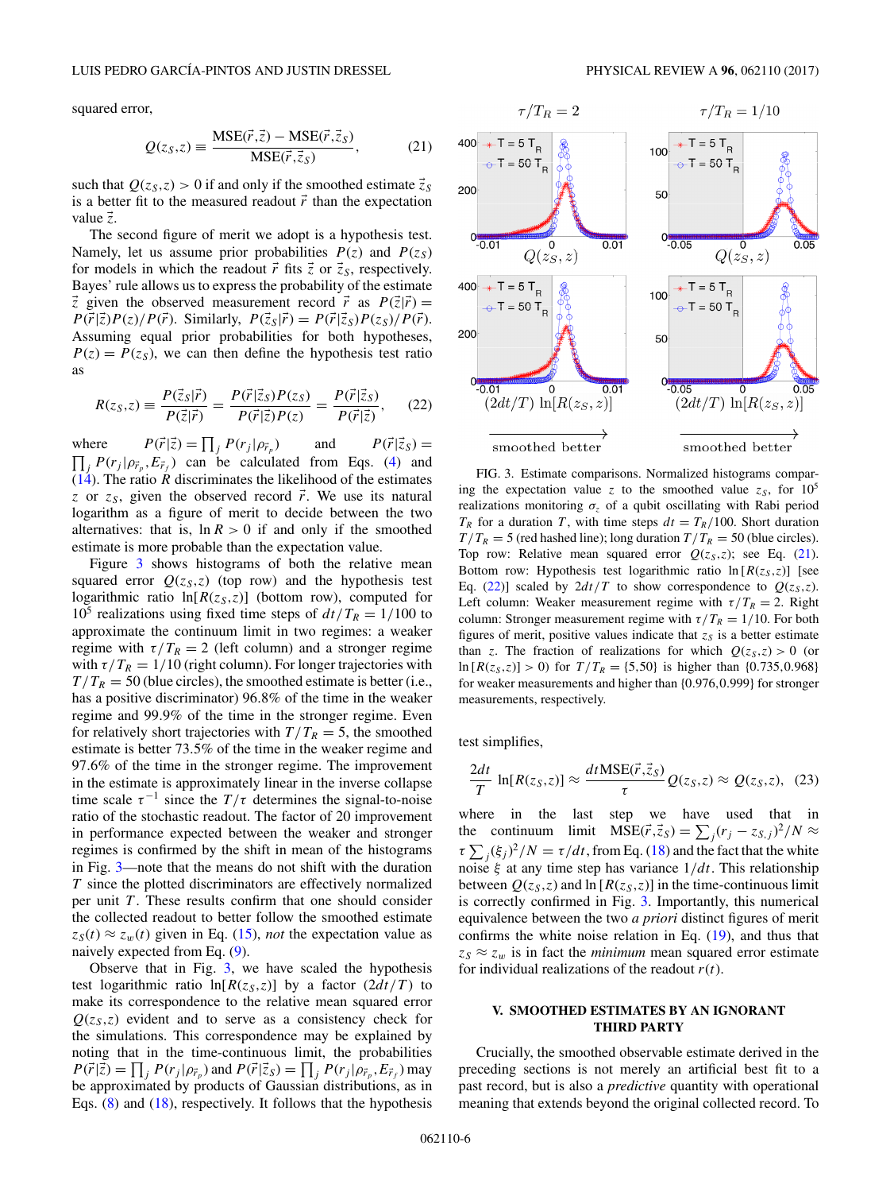squared error,

$$Q(z_S,z) \equiv \frac{\text{MSE}(\vec{r},\vec{z}) - \text{MSE}(\vec{r},\vec{z}_S)}{\text{MSE}(\vec{r},\vec{z}_S)}, \tag{21}$$

such that $Q(z_S,z) > 0$ if and only if the smoothed estimate $\vec{z}_S$ is a better fit to the measured readout $\vec{r}$ than the expectation value $\vec{z}$.

The second figure of merit we adopt is a hypothesis test. Namely, let us assume prior probabilities $P(z)$ and $P(z_S)$ for models in which the readout $\vec{r}$ fits $\vec{z}$ or $\vec{z}_S$, respectively. Bayes' rule allows us to express the probability of the estimate $\vec{z}$ given the observed measurement record $\vec{r}$ as $P(\vec{z}|\vec{r}) = P(\vec{r}|\vec{z})P(z)/P(\vec{r})$. Similarly, $P(\vec{z}_S|\vec{r}) = P(\vec{r}|\vec{z}_S)P(z_S)/P(\vec{r})$. Assuming equal prior probabilities for both hypotheses, $P(z) = P(z_S)$, we can then define the hypothesis test ratio as

$$R(z_S,z) \equiv \frac{P(\vec{z}_S|\vec{r})}{P(\vec{z}|\vec{r})} = \frac{P(\vec{r}|\vec{z}_S)P(z_S)}{P(\vec{r}|\vec{z})P(z)} = \frac{P(\vec{r}|\vec{z}_S)}{P(\vec{r}|\vec{z})}, \tag{22}$$

where $P(\vec{r}|\vec{z}) = \prod_j P(r_j|\rho_{\tilde{r}_p})$ and $P(\vec{r}|\vec{z}_S) = \prod_j P(r_j|\rho_{\tilde{r}_p}, E_{\tilde{r}_f})$ can be calculated from Eqs. (4) and (14). The ratio $R$ discriminates the likelihood of the estimates $z$ or $z_S$, given the observed record $\vec{r}$. We use its natural logarithm as a figure of merit to decide between the two alternatives: that is, $\ln R > 0$ if and only if the smoothed estimate is more probable than the expectation value.

Figure 3 shows histograms of both the relative mean squared error $Q(z_S,z)$ (top row) and the hypothesis test logarithmic ratio $\ln[R(z_S,z)]$ (bottom row), computed for $10^5$ realizations using fixed time steps of $dt/T_R = 1/100$ to approximate the continuum limit in two regimes: a weaker regime with $\tau/T_R = 2$ (left column) and a stronger regime with $\tau/T_R = 1/10$ (right column). For longer trajectories with $T/T_R = 50$ (blue circles), the smoothed estimate is better (i.e., has a positive discriminator) 96.8% of the time in the weaker regime and 99.9% of the time in the stronger regime. Even for relatively short trajectories with $T/T_R = 5$, the smoothed estimate is better 73.5% of the time in the weaker regime and 97.6% of the time in the stronger regime. The improvement in the estimate is approximately linear in the inverse collapse time scale $\tau^{-1}$ since the $T/\tau$ determines the signal-to-noise ratio of the stochastic readout. The factor of 20 improvement in performance expected between the weaker and stronger regimes is confirmed by the shift in mean of the histograms in Fig. 3—note that the means do not shift with the duration $T$ since the plotted discriminators are effectively normalized per unit $T$. These results confirm that one should consider the collected readout to better follow the smoothed estimate $z_S(t) \approx z_w(t)$ given in Eq. (15), *not* the expectation value as naively expected from Eq. (9).

Observe that in Fig. 3, we have scaled the hypothesis test logarithmic ratio $\ln[R(z_S,z)]$ by a factor $(2dt/T)$ to make its correspondence to the relative mean squared error $Q(z_S,z)$ evident and to serve as a consistency check for the simulations. This correspondence may be explained by noting that in the time-continuous limit, the probabilities $P(\vec{r}|\vec{z}) = \prod_j P(r_j|\rho_{\tilde{r}_p})$ and $P(\vec{r}|\vec{z}_S) = \prod_j P(r_j|\rho_{\tilde{r}_p}, E_{\tilde{r}_f})$ may be approximated by products of Gaussian distributions, as in Eqs. (8) and (18), respectively. It follows that the hypothesis test simplifies,

$$\frac{2dt}{T}\ln[R(z_S,z)] \approx \frac{dt\,\text{MSE}(\vec{r},\vec{z}_S)}{\tau}Q(z_S,z) \approx Q(z_S,z), \tag{23}$$

where in the last step we have used that in the continuum limit $\text{MSE}(\vec{r},\vec{z}_S) = \sum_j (r_j - z_{S,j})^2/N \approx \tau\sum_j(\xi_j)^2/N = \tau/dt$, from Eq. (18) and the fact that the white noise $\xi$ at any time step has variance $1/dt$. This relationship between $Q(z_S,z)$ and $\ln[R(z_S,z)]$ in the time-continuous limit is correctly confirmed in Fig. 3. Importantly, this numerical equivalence between the two *a priori* distinct figures of merit confirms the white noise relation in Eq. (19), and thus that $z_S \approx z_w$ is in fact the *minimum* mean squared error estimate for individual realizations of the readout $r(t)$.

FIG. 3. Estimate comparisons. Normalized histograms comparing the expectation value $z$ to the smoothed value $z_S$, for $10^5$ realizations monitoring $\sigma_z$ of a qubit oscillating with Rabi period $T_R$ for a duration $T$, with time steps $dt = T_R/100$. Short duration $T/T_R = 5$ (red hashed line); long duration $T/T_R = 50$ (blue circles). Top row: Relative mean squared error $Q(z_S,z)$; see Eq. (21). Bottom row: Hypothesis test logarithmic ratio $\ln[R(z_S,z)]$ [see Eq. (22)] scaled by $2dt/T$ to show correspondence to $Q(z_S,z)$. Left column: Weaker measurement regime with $\tau/T_R = 2$. Right column: Stronger measurement regime with $\tau/T_R = 1/10$. For both figures of merit, positive values indicate that $z_S$ is a better estimate than $z$. The fraction of realizations for which $Q(z_S,z) > 0$ (or $\ln[R(z_S,z)] > 0$) for $T/T_R = \{5,50\}$ is higher than $\{0.735, 0.968\}$ for weaker measurements and higher than $\{0.976, 0.999\}$ for stronger measurements, respectively.

## V. SMOOTHED ESTIMATES BY AN IGNORANT THIRD PARTY

Crucially, the smoothed observable estimate derived in the preceding sections is not merely an artificial best fit to a past record, but is also a *predictive* quantity with operational meaning that extends beyond the original collected record. To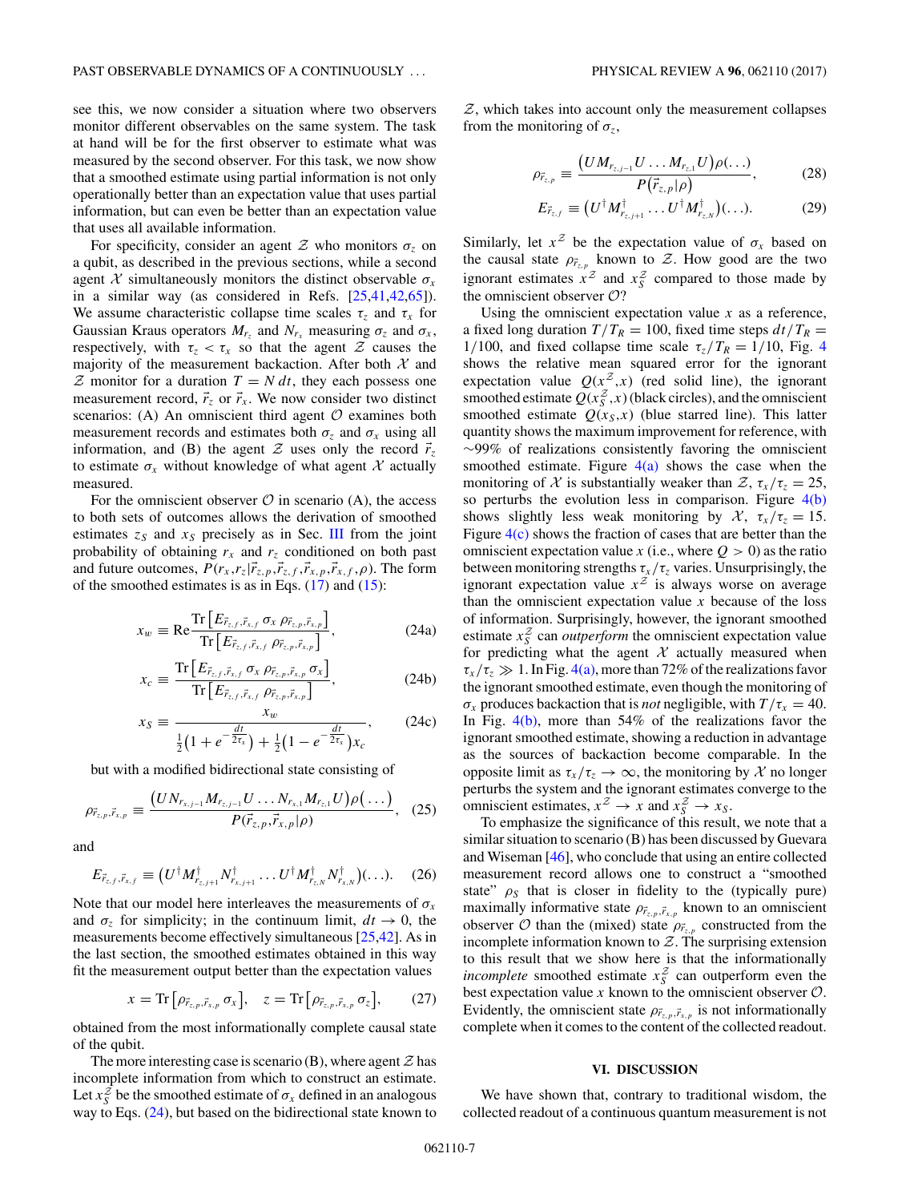see this, we now consider a situation where two observers monitor different observables on the same system. The task at hand will be for the first observer to estimate what was measured by the second observer. For this task, we now show that a smoothed estimate using partial information is not only operationally better than an expectation value that uses partial information, but can even be better than an expectation value that uses all available information.

For specificity, consider an agent $\mathcal{Z}$ who monitors $\sigma_z$ on a qubit, as described in the previous sections, while a second agent $\mathcal{X}$ simultaneously monitors the distinct observable $\sigma_x$ in a similar way (as considered in Refs. [25,41,42,65]). We assume characteristic collapse time scales $\tau_z$ and $\tau_x$ for Gaussian Kraus operators $M_{r_z}$ and $N_{r_x}$ measuring $\sigma_z$ and $\sigma_x$, respectively, with $\tau_z < \tau_x$ so that the agent $\mathcal{Z}$ causes the majority of the measurement backaction. After both $\mathcal{X}$ and $\mathcal{Z}$ monitor for a duration $T = N\,dt$, they each possess one measurement record, $\vec{r}_z$ or $\vec{r}_x$. We now consider two distinct scenarios: (A) An omniscient third agent $\mathcal{O}$ examines both measurement records and estimates both $\sigma_z$ and $\sigma_x$ using all information, and (B) the agent $\mathcal{Z}$ uses only the record $\vec{r}_z$ to estimate $\sigma_x$ without knowledge of what agent $\mathcal{X}$ actually measured.

For the omniscient observer $\mathcal{O}$ in scenario (A), the access to both sets of outcomes allows the derivation of smoothed estimates $z_S$ and $x_S$ precisely as in Sec. III from the joint probability of obtaining $r_x$ and $r_z$ conditioned on both past and future outcomes, $P(r_x,r_z|\vec{r}_{z,p},\vec{r}_{z,f},\vec{r}_{x,p},\vec{r}_{x,f},\rho)$. The form of the smoothed estimates is as in Eqs. (17) and (15):

$$x_w \equiv \mathrm{Re}\frac{\mathrm{Tr}\left[E_{\vec{r}_{z,f},\vec{r}_{x,f}}\,\sigma_x\,\rho_{\vec{r}_{z,p},\vec{r}_{x,p}}\right]}{\mathrm{Tr}\left[E_{\vec{r}_{z,f},\vec{r}_{x,f}}\,\rho_{\vec{r}_{z,p},\vec{r}_{x,p}}\right]}, \tag{24a}$$

$$x_c \equiv \frac{\mathrm{Tr}\left[E_{\vec{r}_{z,f},\vec{r}_{x,f}}\,\sigma_x\,\rho_{\vec{r}_{z,p},\vec{r}_{x,p}}\,\sigma_x\right]}{\mathrm{Tr}\left[E_{\vec{r}_{z,f},\vec{r}_{x,f}}\,\rho_{\vec{r}_{z,p},\vec{r}_{x,p}}\right]}, \tag{24b}$$

$$x_S \equiv \frac{x_w}{\frac{1}{2}\left(1+e^{-\frac{dt}{2\tau_x}}\right)+\frac{1}{2}\left(1-e^{-\frac{dt}{2\tau_x}}\right)x_c}, \tag{24c}$$

but with a modified bidirectional state consisting of

$$\rho_{\vec{r}_{z,p},\vec{r}_{x,p}} \equiv \frac{\left(UN_{r_{x,j-1}}M_{r_{z,j-1}}U\ldots N_{r_{x,1}}M_{r_{z,1}}U\right)\rho\left(\ldots\right)}{P(\vec{r}_{z,p},\vec{r}_{x,p}|\rho)}, \tag{25}$$

and

$$E_{\vec{r}_{z,f},\vec{r}_{x,f}} \equiv \left(U^\dagger M^\dagger_{r_{z,j+1}}N^\dagger_{r_{x,j+1}}\ldots U^\dagger M^\dagger_{r_{z,N}}N^\dagger_{r_{x,N}}\right)(\ldots). \tag{26}$$

Note that our model here interleaves the measurements of $\sigma_x$ and $\sigma_z$ for simplicity; in the continuum limit, $dt \to 0$, the measurements become effectively simultaneous [25,42]. As in the last section, the smoothed estimates obtained in this way fit the measurement output better than the expectation values

$$x = \mathrm{Tr}\left[\rho_{\vec{r}_{z,p},\vec{r}_{x,p}}\,\sigma_x\right], \quad z = \mathrm{Tr}\left[\rho_{\vec{r}_{z,p},\vec{r}_{x,p}}\,\sigma_z\right], \tag{27}$$

obtained from the most informationally complete causal state of the qubit.

The more interesting case is scenario (B), where agent $\mathcal{Z}$ has incomplete information from which to construct an estimate. Let $x_S^{\mathcal{Z}}$ be the smoothed estimate of $\sigma_x$ defined in an analogous way to Eqs. (24), but based on the bidirectional state known to $\mathcal{Z}$, which takes into account only the measurement collapses from the monitoring of $\sigma_z$,

$$\rho_{\vec{r}_{z,p}} \equiv \frac{\left(UM_{r_{z,j-1}}U\ldots M_{r_{z,1}}U\right)\rho(\ldots)}{P\left(\vec{r}_{z,p}|\rho\right)}, \tag{28}$$

$$E_{\vec{r}_{z,f}} \equiv \left(U^\dagger M^\dagger_{r_{z,j+1}}\ldots U^\dagger M^\dagger_{r_{z,N}}\right)(\ldots). \tag{29}$$

Similarly, let $x^{\mathcal{Z}}$ be the expectation value of $\sigma_x$ based on the causal state $\rho_{\vec{r}_{z,p}}$ known to $\mathcal{Z}$. How good are the two ignorant estimates $x^{\mathcal{Z}}$ and $x_S^{\mathcal{Z}}$ compared to those made by the omniscient observer $\mathcal{O}$?

Using the omniscient expectation value $x$ as a reference, a fixed long duration $T/T_R = 100$, fixed time steps $dt/T_R = 1/100$, and fixed collapse time scale $\tau_z/T_R = 1/10$, Fig. 4 shows the relative mean squared error for the ignorant expectation value $Q(x^{\mathcal{Z}},x)$ (red solid line), the ignorant smoothed estimate $Q(x_S^{\mathcal{Z}},x)$ (black circles), and the omniscient smoothed estimate $Q(x_S,x)$ (blue starred line). This latter quantity shows the maximum improvement for reference, with $\sim$99% of realizations consistently favoring the omniscient smoothed estimate. Figure 4(a) shows the case when the monitoring of $\mathcal{X}$ is substantially weaker than $\mathcal{Z}$, $\tau_x/\tau_z = 25$, so perturbs the evolution less in comparison. Figure 4(b) shows slightly less weak monitoring by $\mathcal{X}$, $\tau_x/\tau_z = 15$. Figure 4(c) shows the fraction of cases that are better than the omniscient expectation value $x$ (i.e., where $Q > 0$) as the ratio between monitoring strengths $\tau_x/\tau_z$ varies. Unsurprisingly, the ignorant expectation value $x^{\mathcal{Z}}$ is always worse on average than the omniscient expectation value $x$ because of the loss of information. Surprisingly, however, the ignorant smoothed estimate $x_S^{\mathcal{Z}}$ can *outperform* the omniscient expectation value for predicting what the agent $\mathcal{X}$ actually measured when $\tau_x/\tau_z \gg 1$. In Fig. 4(a), more than 72% of the realizations favor the ignorant smoothed estimate, even though the monitoring of $\sigma_x$ produces backaction that is *not* negligible, with $T/\tau_x = 40$. In Fig. 4(b), more than 54% of the realizations favor the ignorant smoothed estimate, showing a reduction in advantage as the sources of backaction become comparable. In the opposite limit as $\tau_x/\tau_z \to \infty$, the monitoring by $\mathcal{X}$ no longer perturbs the system and the ignorant estimates converge to the omniscient estimates, $x^{\mathcal{Z}} \to x$ and $x_S^{\mathcal{Z}} \to x_S$.

To emphasize the significance of this result, we note that a similar situation to scenario (B) has been discussed by Guevara and Wiseman [46], who conclude that using an entire collected measurement record allows one to construct a "smoothed state" $\rho_S$ that is closer in fidelity to the (typically pure) maximally informative state $\rho_{\vec{r}_{z,p},\vec{r}_{x,p}}$ known to an omniscient observer $\mathcal{O}$ than the (mixed) state $\rho_{\vec{r}_{z,p}}$ constructed from the incomplete information known to $\mathcal{Z}$. The surprising extension to this result that we show here is that the informationally *incomplete* smoothed estimate $x_S^{\mathcal{Z}}$ can outperform even the best expectation value $x$ known to the omniscient observer $\mathcal{O}$. Evidently, the omniscient state $\rho_{\vec{r}_{z,p},\vec{r}_{x,p}}$ is not informationally complete when it comes to the content of the collected readout.

## VI. DISCUSSION

We have shown that, contrary to traditional wisdom, the collected readout of a continuous quantum measurement is not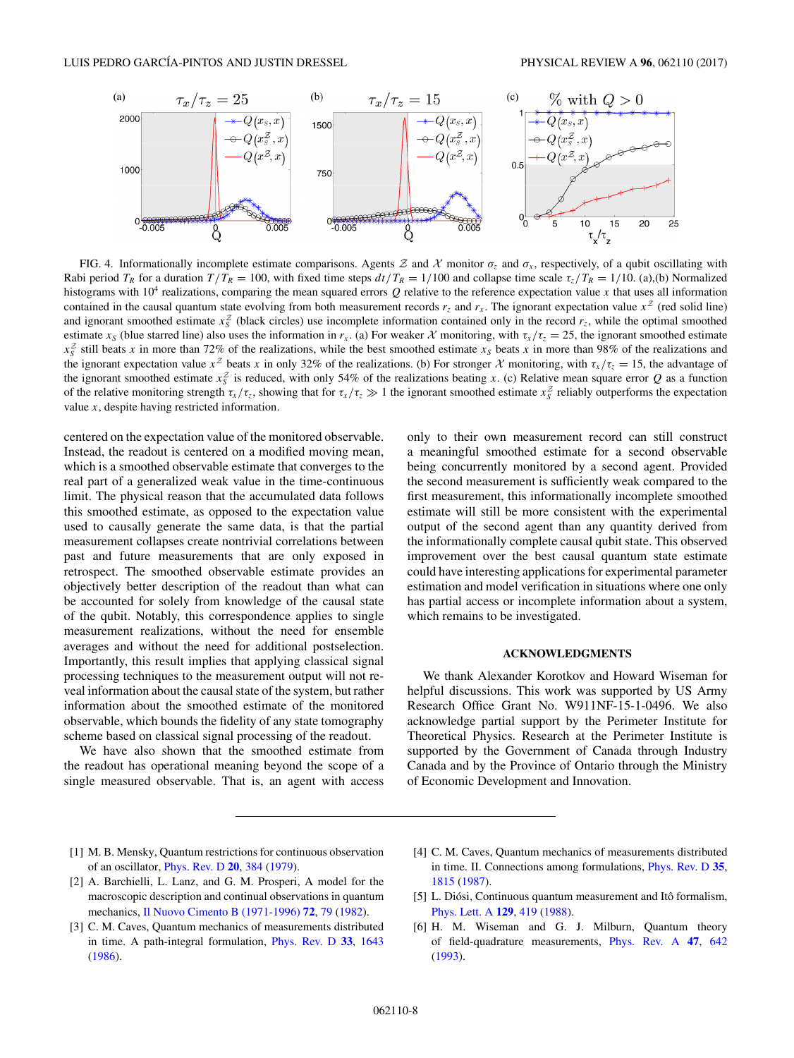FIG. 4. Informationally incomplete estimate comparisons. Agents $\mathcal{Z}$ and $\mathcal{X}$ monitor $\sigma_z$ and $\sigma_x$, respectively, of a qubit oscillating with Rabi period $T_R$ for a duration $T/T_R = 100$, with fixed time steps $dt/T_R = 1/100$ and collapse time scale $\tau_z/T_R = 1/10$. (a),(b) Normalized histograms with $10^4$ realizations, comparing the mean squared errors $Q$ relative to the reference expectation value $x$ that uses all information contained in the causal quantum state evolving from both measurement records $r_z$ and $r_x$. The ignorant expectation value $x^{\mathcal{Z}}$ (red solid line) and ignorant smoothed estimate $x_S^{\mathcal{Z}}$ (black circles) use incomplete information contained only in the record $r_z$, while the optimal smoothed estimate $x_S$ (blue starred line) also uses the information in $r_x$. (a) For weaker $\mathcal{X}$ monitoring, with $\tau_x/\tau_z = 25$, the ignorant smoothed estimate $x_S^{\mathcal{Z}}$ still beats $x$ in more than 72% of the realizations, while the best smoothed estimate $x_S$ beats $x$ in more than 98% of the realizations and the ignorant expectation value $x^{\mathcal{Z}}$ beats $x$ in only 32% of the realizations. (b) For stronger $\mathcal{X}$ monitoring, with $\tau_x/\tau_z = 15$, the advantage of the ignorant smoothed estimate $x_S^{\mathcal{Z}}$ is reduced, with only 54% of the realizations beating $x$. (c) Relative mean square error $Q$ as a function of the relative monitoring strength $\tau_x/\tau_z$, showing that for $\tau_x/\tau_z \gg 1$ the ignorant smoothed estimate $x_S^{\mathcal{Z}}$ reliably outperforms the expectation value $x$, despite having restricted information.

centered on the expectation value of the monitored observable. Instead, the readout is centered on a modified moving mean, which is a smoothed observable estimate that converges to the real part of a generalized weak value in the time-continuous limit. The physical reason that the accumulated data follows this smoothed estimate, as opposed to the expectation value used to causally generate the same data, is that the partial measurement collapses create nontrivial correlations between past and future measurements that are only exposed in retrospect. The smoothed observable estimate provides an objectively better description of the readout than what can be accounted for solely from knowledge of the causal state of the qubit. Notably, this correspondence applies to single measurement realizations, without the need for ensemble averages and without the need for additional postselection. Importantly, this result implies that applying classical signal processing techniques to the measurement output will not reveal information about the causal state of the system, but rather information about the smoothed estimate of the monitored observable, which bounds the fidelity of any state tomography scheme based on classical signal processing of the readout.

We have also shown that the smoothed estimate from the readout has operational meaning beyond the scope of a single measured observable. That is, an agent with access only to their own measurement record can still construct a meaningful smoothed estimate for a second observable being concurrently monitored by a second agent. Provided the second measurement is sufficiently weak compared to the first measurement, this informationally incomplete smoothed estimate will still be more consistent with the experimental output of the second agent than any quantity derived from the informationally complete causal qubit state. This observed improvement over the best causal quantum state estimate could have interesting applications for experimental parameter estimation and model verification in situations where one only has partial access or incomplete information about a system, which remains to be investigated.

## ACKNOWLEDGMENTS

We thank Alexander Korotkov and Howard Wiseman for helpful discussions. This work was supported by US Army Research Office Grant No. W911NF-15-1-0496. We also acknowledge partial support by the Perimeter Institute for Theoretical Physics. Research at the Perimeter Institute is supported by the Government of Canada through Industry Canada and by the Province of Ontario through the Ministry of Economic Development and Innovation.

---

[1] M. B. Mensky, Quantum restrictions for continuous observation of an oscillator, Phys. Rev. D **20**, 384 (1979).

[2] A. Barchielli, L. Lanz, and G. M. Prosperi, A model for the macroscopic description and continual observations in quantum mechanics, Il Nuovo Cimento B (1971-1996) **72**, 79 (1982).

[3] C. M. Caves, Quantum mechanics of measurements distributed in time. A path-integral formulation, Phys. Rev. D **33**, 1643 (1986).

[4] C. M. Caves, Quantum mechanics of measurements distributed in time. II. Connections among formulations, Phys. Rev. D **35**, 1815 (1987).

[5] L. Diósi, Continuous quantum measurement and Itô formalism, Phys. Lett. A **129**, 419 (1988).

[6] H. M. Wiseman and G. J. Milburn, Quantum theory of field-quadrature measurements, Phys. Rev. A **47**, 642 (1993).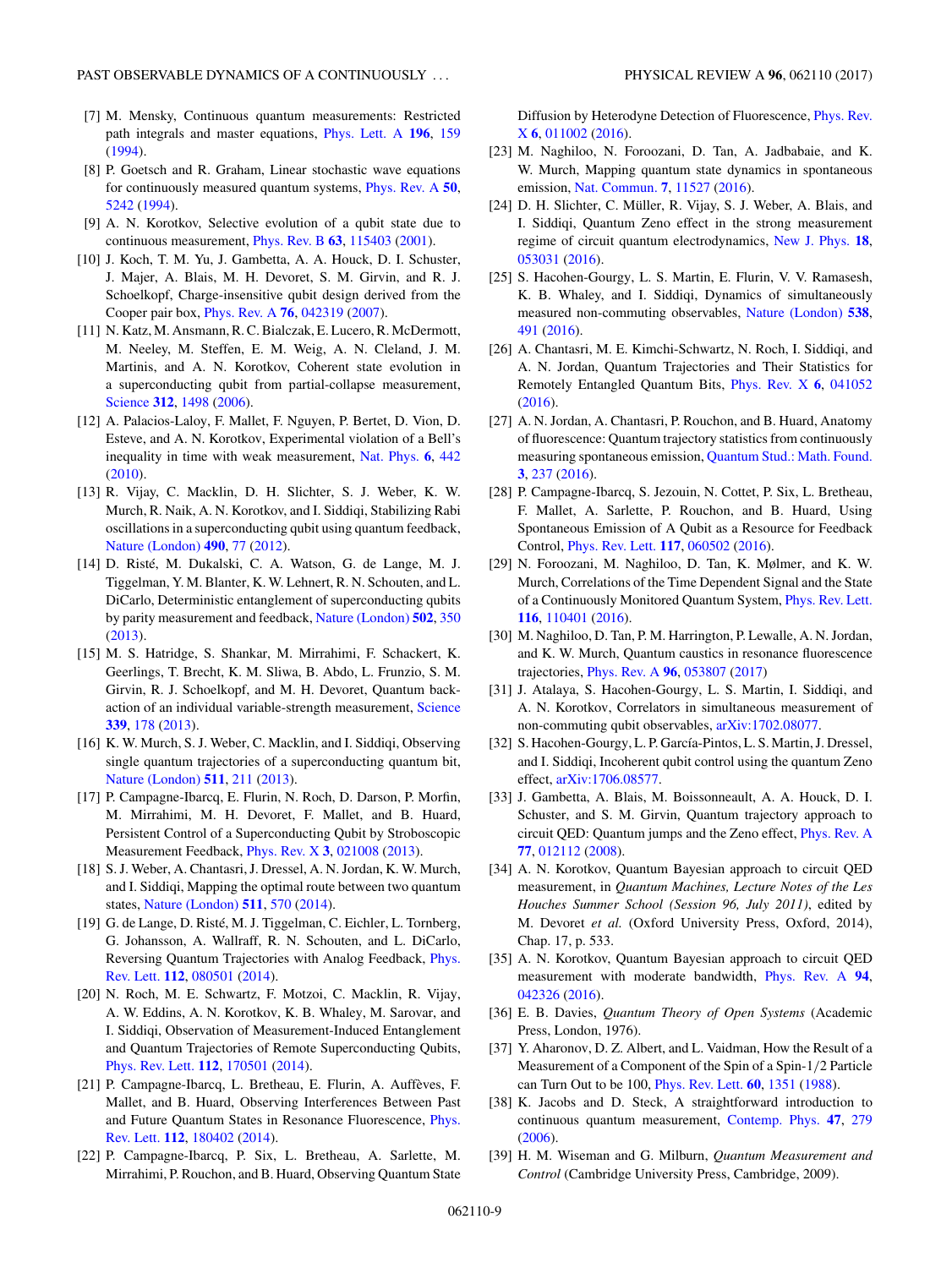[7] M. Mensky, Continuous quantum measurements: Restricted path integrals and master equations, Phys. Lett. A **196**, 159 (1994).

[8] P. Goetsch and R. Graham, Linear stochastic wave equations for continuously measured quantum systems, Phys. Rev. A **50**, 5242 (1994).

[9] A. N. Korotkov, Selective evolution of a qubit state due to continuous measurement, Phys. Rev. B **63**, 115403 (2001).

[10] J. Koch, T. M. Yu, J. Gambetta, A. A. Houck, D. I. Schuster, J. Majer, A. Blais, M. H. Devoret, S. M. Girvin, and R. J. Schoelkopf, Charge-insensitive qubit design derived from the Cooper pair box, Phys. Rev. A **76**, 042319 (2007).

[11] N. Katz, M. Ansmann, R. C. Bialczak, E. Lucero, R. McDermott, M. Neeley, M. Steffen, E. M. Weig, A. N. Cleland, J. M. Martinis, and A. N. Korotkov, Coherent state evolution in a superconducting qubit from partial-collapse measurement, Science **312**, 1498 (2006).

[12] A. Palacios-Laloy, F. Mallet, F. Nguyen, P. Bertet, D. Vion, D. Esteve, and A. N. Korotkov, Experimental violation of a Bell's inequality in time with weak measurement, Nat. Phys. **6**, 442 (2010).

[13] R. Vijay, C. Macklin, D. H. Slichter, S. J. Weber, K. W. Murch, R. Naik, A. N. Korotkov, and I. Siddiqi, Stabilizing Rabi oscillations in a superconducting qubit using quantum feedback, Nature (London) **490**, 77 (2012).

[14] D. Ristè, M. Dukalski, C. A. Watson, G. de Lange, M. J. Tiggelman, Y. M. Blanter, K. W. Lehnert, R. N. Schouten, and L. DiCarlo, Deterministic entanglement of superconducting qubits by parity measurement and feedback, Nature (London) **502**, 350 (2013).

[15] M. S. Hatridge, S. Shankar, M. Mirrahimi, F. Schackert, K. Geerlings, T. Brecht, K. M. Sliwa, B. Abdo, L. Frunzio, S. M. Girvin, R. J. Schoelkopf, and M. H. Devoret, Quantum back-action of an individual variable-strength measurement, Science **339**, 178 (2013).

[16] K. W. Murch, S. J. Weber, C. Macklin, and I. Siddiqi, Observing single quantum trajectories of a superconducting quantum bit, Nature (London) **511**, 211 (2013).

[17] P. Campagne-Ibarcq, E. Flurin, N. Roch, D. Darson, P. Morfin, M. Mirrahimi, M. H. Devoret, F. Mallet, and B. Huard, Persistent Control of a Superconducting Qubit by Stroboscopic Measurement Feedback, Phys. Rev. X **3**, 021008 (2013).

[18] S. J. Weber, A. Chantasri, J. Dressel, A. N. Jordan, K. W. Murch, and I. Siddiqi, Mapping the optimal route between two quantum states, Nature (London) **511**, 570 (2014).

[19] G. de Lange, D. Ristè, M. J. Tiggelman, C. Eichler, L. Tornberg, G. Johansson, A. Wallraff, R. N. Schouten, and L. DiCarlo, Reversing Quantum Trajectories with Analog Feedback, Phys. Rev. Lett. **112**, 080501 (2014).

[20] N. Roch, M. E. Schwartz, F. Motzoi, C. Macklin, R. Vijay, A. W. Eddins, A. N. Korotkov, K. B. Whaley, M. Sarovar, and I. Siddiqi, Observation of Measurement-Induced Entanglement and Quantum Trajectories of Remote Superconducting Qubits, Phys. Rev. Lett. **112**, 170501 (2014).

[21] P. Campagne-Ibarcq, L. Bretheau, E. Flurin, A. Auffèves, F. Mallet, and B. Huard, Observing Interferences Between Past and Future Quantum States in Resonance Fluorescence, Phys. Rev. Lett. **112**, 180402 (2014).

[22] P. Campagne-Ibarcq, P. Six, L. Bretheau, A. Sarlette, M. Mirrahimi, P. Rouchon, and B. Huard, Observing Quantum State Diffusion by Heterodyne Detection of Fluorescence, Phys. Rev. X **6**, 011002 (2016).

[23] M. Naghiloo, N. Foroozani, D. Tan, A. Jadbabaie, and K. W. Murch, Mapping quantum state dynamics in spontaneous emission, Nat. Commun. **7**, 11527 (2016).

[24] D. H. Slichter, C. Müller, R. Vijay, S. J. Weber, A. Blais, and I. Siddiqi, Quantum Zeno effect in the strong measurement regime of circuit quantum electrodynamics, New J. Phys. **18**, 053031 (2016).

[25] S. Hacohen-Gourgy, L. S. Martin, E. Flurin, V. V. Ramasesh, K. B. Whaley, and I. Siddiqi, Dynamics of simultaneously measured non-commuting observables, Nature (London) **538**, 491 (2016).

[26] A. Chantasri, M. E. Kimchi-Schwartz, N. Roch, I. Siddiqi, and A. N. Jordan, Quantum Trajectories and Their Statistics for Remotely Entangled Quantum Bits, Phys. Rev. X **6**, 041052 (2016).

[27] A. N. Jordan, A. Chantasri, P. Rouchon, and B. Huard, Anatomy of fluorescence: Quantum trajectory statistics from continuously measuring spontaneous emission, Quantum Stud.: Math. Found. **3**, 237 (2016).

[28] P. Campagne-Ibarcq, S. Jezouin, N. Cottet, P. Six, L. Bretheau, F. Mallet, A. Sarlette, P. Rouchon, and B. Huard, Using Spontaneous Emission of A Qubit as a Resource for Feedback Control, Phys. Rev. Lett. **117**, 060502 (2016).

[29] N. Foroozani, M. Naghiloo, D. Tan, K. Mølmer, and K. W. Murch, Correlations of the Time Dependent Signal and the State of a Continuously Monitored Quantum System, Phys. Rev. Lett. **116**, 110401 (2016).

[30] M. Naghiloo, D. Tan, P. M. Harrington, P. Lewalle, A. N. Jordan, and K. W. Murch, Quantum caustics in resonance fluorescence trajectories, Phys. Rev. A **96**, 053807 (2017)

[31] J. Atalaya, S. Hacohen-Gourgy, L. S. Martin, I. Siddiqi, and A. N. Korotkov, Correlators in simultaneous measurement of non-commuting qubit observables, arXiv:1702.08077.

[32] S. Hacohen-Gourgy, L. P. García-Pintos, L. S. Martin, J. Dressel, and I. Siddiqi, Incoherent qubit control using the quantum Zeno effect, arXiv:1706.08577.

[33] J. Gambetta, A. Blais, M. Boissonneault, A. A. Houck, D. I. Schuster, and S. M. Girvin, Quantum trajectory approach to circuit QED: Quantum jumps and the Zeno effect, Phys. Rev. A **77**, 012112 (2008).

[34] A. N. Korotkov, Quantum Bayesian approach to circuit QED measurement, in *Quantum Machines, Lecture Notes of the Les Houches Summer School (Session 96, July 2011)*, edited by M. Devoret *et al.* (Oxford University Press, Oxford, 2014), Chap. 17, p. 533.

[35] A. N. Korotkov, Quantum Bayesian approach to circuit QED measurement with moderate bandwidth, Phys. Rev. A **94**, 042326 (2016).

[36] E. B. Davies, *Quantum Theory of Open Systems* (Academic Press, London, 1976).

[37] Y. Aharonov, D. Z. Albert, and L. Vaidman, How the Result of a Measurement of a Component of the Spin of a Spin-1/2 Particle can Turn Out to be 100, Phys. Rev. Lett. **60**, 1351 (1988).

[38] K. Jacobs and D. Steck, A straightforward introduction to continuous quantum measurement, Contemp. Phys. **47**, 279 (2006).

[39] H. M. Wiseman and G. Milburn, *Quantum Measurement and Control* (Cambridge University Press, Cambridge, 2009).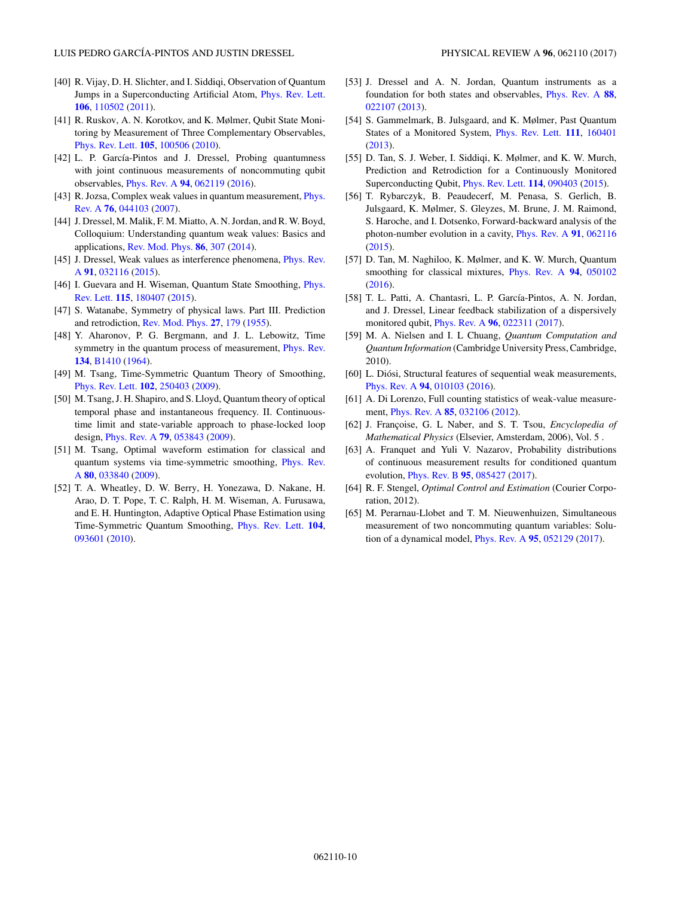[40] R. Vijay, D. H. Slichter, and I. Siddiqi, Observation of Quantum Jumps in a Superconducting Artificial Atom, Phys. Rev. Lett. **106**, 110502 (2011).

[41] R. Ruskov, A. N. Korotkov, and K. Mølmer, Qubit State Monitoring by Measurement of Three Complementary Observables, Phys. Rev. Lett. **105**, 100506 (2010).

[42] L. P. García-Pintos and J. Dressel, Probing quantumness with joint continuous measurements of noncommuting qubit observables, Phys. Rev. A **94**, 062119 (2016).

[43] R. Jozsa, Complex weak values in quantum measurement, Phys. Rev. A **76**, 044103 (2007).

[44] J. Dressel, M. Malik, F. M. Miatto, A. N. Jordan, and R. W. Boyd, Colloquium: Understanding quantum weak values: Basics and applications, Rev. Mod. Phys. **86**, 307 (2014).

[45] J. Dressel, Weak values as interference phenomena, Phys. Rev. A **91**, 032116 (2015).

[46] I. Guevara and H. Wiseman, Quantum State Smoothing, Phys. Rev. Lett. **115**, 180407 (2015).

[47] S. Watanabe, Symmetry of physical laws. Part III. Prediction and retrodiction, Rev. Mod. Phys. **27**, 179 (1955).

[48] Y. Aharonov, P. G. Bergmann, and J. L. Lebowitz, Time symmetry in the quantum process of measurement, Phys. Rev. **134**, B1410 (1964).

[49] M. Tsang, Time-Symmetric Quantum Theory of Smoothing, Phys. Rev. Lett. **102**, 250403 (2009).

[50] M. Tsang, J. H. Shapiro, and S. Lloyd, Quantum theory of optical temporal phase and instantaneous frequency. II. Continuous-time limit and state-variable approach to phase-locked loop design, Phys. Rev. A **79**, 053843 (2009).

[51] M. Tsang, Optimal waveform estimation for classical and quantum systems via time-symmetric smoothing, Phys. Rev. A **80**, 033840 (2009).

[52] T. A. Wheatley, D. W. Berry, H. Yonezawa, D. Nakane, H. Arao, D. T. Pope, T. C. Ralph, H. M. Wiseman, A. Furusawa, and E. H. Huntington, Adaptive Optical Phase Estimation using Time-Symmetric Quantum Smoothing, Phys. Rev. Lett. **104**, 093601 (2010).

[53] J. Dressel and A. N. Jordan, Quantum instruments as a foundation for both states and observables, Phys. Rev. A **88**, 022107 (2013).

[54] S. Gammelmark, B. Julsgaard, and K. Mølmer, Past Quantum States of a Monitored System, Phys. Rev. Lett. **111**, 160401 (2013).

[55] D. Tan, S. J. Weber, I. Siddiqi, K. Mølmer, and K. W. Murch, Prediction and Retrodiction for a Continuously Monitored Superconducting Qubit, Phys. Rev. Lett. **114**, 090403 (2015).

[56] T. Rybarczyk, B. Peaudecerf, M. Penasa, S. Gerlich, B. Julsgaard, K. Mølmer, S. Gleyzes, M. Brune, J. M. Raimond, S. Haroche, and I. Dotsenko, Forward-backward analysis of the photon-number evolution in a cavity, Phys. Rev. A **91**, 062116 (2015).

[57] D. Tan, M. Naghiloo, K. Mølmer, and K. W. Murch, Quantum smoothing for classical mixtures, Phys. Rev. A **94**, 050102 (2016).

[58] T. L. Patti, A. Chantasri, L. P. García-Pintos, A. N. Jordan, and J. Dressel, Linear feedback stabilization of a dispersively monitored qubit, Phys. Rev. A **96**, 022311 (2017).

[59] M. A. Nielsen and I. L Chuang, *Quantum Computation and Quantum Information* (Cambridge University Press, Cambridge, 2010).

[60] L. Diósi, Structural features of sequential weak measurements, Phys. Rev. A **94**, 010103 (2016).

[61] A. Di Lorenzo, Full counting statistics of weak-value measurement, Phys. Rev. A **85**, 032106 (2012).

[62] J. Françoise, G. L Naber, and S. T. Tsou, *Encyclopedia of Mathematical Physics* (Elsevier, Amsterdam, 2006), Vol. 5 .

[63] A. Franquet and Yuli V. Nazarov, Probability distributions of continuous measurement results for conditioned quantum evolution, Phys. Rev. B **95**, 085427 (2017).

[64] R. F. Stengel, *Optimal Control and Estimation* (Courier Corporation, 2012).

[65] M. Perarnau-Llobet and T. M. Nieuwenhuizen, Simultaneous measurement of two noncommuting quantum variables: Solution of a dynamical model, Phys. Rev. A **95**, 052129 (2017).